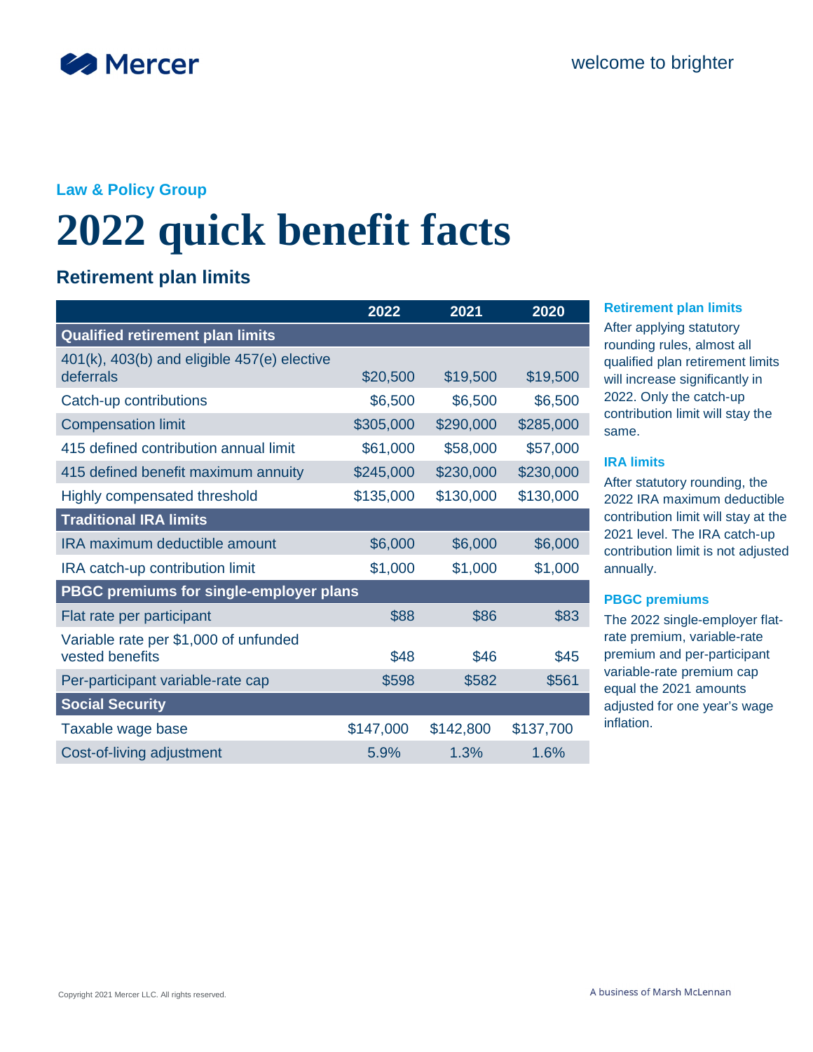Mercer

welcome to brighter

**Law & Policy Group**

# 2022 quick benefit facts

## Retirement plan limits

| | 2022 | 2021 | 2020 |
|---|---|---|---|
| **Qualified retirement plan limits** | | | |
| 401(k), 403(b) and eligible 457(e) elective deferrals | $20,500 | $19,500 | $19,500 |
| Catch-up contributions | $6,500 | $6,500 | $6,500 |
| Compensation limit | $305,000 | $290,000 | $285,000 |
| 415 defined contribution annual limit | $61,000 | $58,000 | $57,000 |
| 415 defined benefit maximum annuity | $245,000 | $230,000 | $230,000 |
| Highly compensated threshold | $135,000 | $130,000 | $130,000 |
| **Traditional IRA limits** | | | |
| IRA maximum deductible amount | $6,000 | $6,000 | $6,000 |
| IRA catch-up contribution limit | $1,000 | $1,000 | $1,000 |
| **PBGC premiums for single-employer plans** | | | |
| Flat rate per participant | $88 | $86 | $83 |
| Variable rate per $1,000 of unfunded vested benefits | $48 | $46 | $45 |
| Per-participant variable-rate cap | $598 | $582 | $561 |
| **Social Security** | | | |
| Taxable wage base | $147,000 | $142,800 | $137,700 |
| Cost-of-living adjustment | 5.9% | 1.3% | 1.6% |

### Retirement plan limits

After applying statutory rounding rules, almost all qualified plan retirement limits will increase significantly in 2022. Only the catch-up contribution limit will stay the same.

### IRA limits

After statutory rounding, the 2022 IRA maximum deductible contribution limit will stay at the 2021 level. The IRA catch-up contribution limit is not adjusted annually.

### PBGC premiums

The 2022 single-employer flat-rate premium, variable-rate premium and per-participant variable-rate premium cap equal the 2021 amounts adjusted for one year's wage inflation.

Copyright 2021 Mercer LLC. All rights reserved.

A business of Marsh McLennan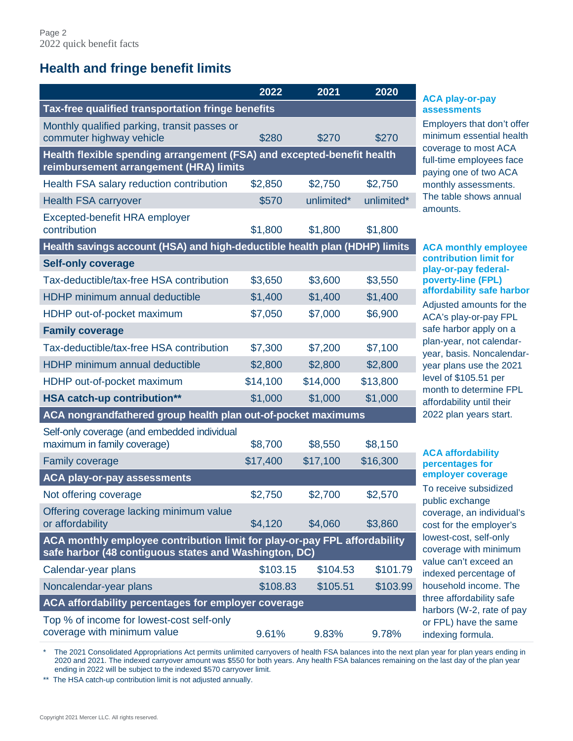## Health and fringe benefit limits

| | 2022 | 2021 | 2020 |
|---|---|---|---|
| **Tax-free qualified transportation fringe benefits** | | | |
| Monthly qualified parking, transit passes or commuter highway vehicle | $280 | $270 | $270 |
| **Health flexible spending arrangement (FSA) and excepted-benefit health reimbursement arrangement (HRA) limits** | | | |
| Health FSA salary reduction contribution | $2,850 | $2,750 | $2,750 |
| Health FSA carryover | $570 | unlimited* | unlimited* |
| Excepted-benefit HRA employer contribution | $1,800 | $1,800 | $1,800 |
| **Health savings account (HSA) and high-deductible health plan (HDHP) limits** | | | |
| **Self-only coverage** | | | |
| Tax-deductible/tax-free HSA contribution | $3,650 | $3,600 | $3,550 |
| HDHP minimum annual deductible | $1,400 | $1,400 | $1,400 |
| HDHP out-of-pocket maximum | $7,050 | $7,000 | $6,900 |
| **Family coverage** | | | |
| Tax-deductible/tax-free HSA contribution | $7,300 | $7,200 | $7,100 |
| HDHP minimum annual deductible | $2,800 | $2,800 | $2,800 |
| HDHP out-of-pocket maximum | $14,100 | $14,000 | $13,800 |
| **HSA catch-up contribution**** | $1,000 | $1,000 | $1,000 |
| **ACA nongrandfathered group health plan out-of-pocket maximums** | | | |
| Self-only coverage (and embedded individual maximum in family coverage) | $8,700 | $8,550 | $8,150 |
| Family coverage | $17,400 | $17,100 | $16,300 |
| **ACA play-or-pay assessments** | | | |
| Not offering coverage | $2,750 | $2,700 | $2,570 |
| Offering coverage lacking minimum value or affordability | $4,120 | $4,060 | $3,860 |
| **ACA monthly employee contribution limit for play-or-pay FPL affordability safe harbor (48 contiguous states and Washington, DC)** | | | |
| Calendar-year plans | $103.15 | $104.53 | $101.79 |
| Noncalendar-year plans | $108.83 | $105.51 | $103.99 |
| **ACA affordability percentages for employer coverage** | | | |
| Top % of income for lowest-cost self-only coverage with minimum value | 9.61% | 9.83% | 9.78% |

\* The 2021 Consolidated Appropriations Act permits unlimited carryovers of health FSA balances into the next plan year for plan years ending in 2020 and 2021. The indexed carryover amount was $550 for both years. Any health FSA balances remaining on the last day of the plan year ending in 2022 will be subject to the indexed $570 carryover limit.

\*\* The HSA catch-up contribution limit is not adjusted annually.

### ACA play-or-pay assessments

Employers that don't offer minimum essential health coverage to most ACA full-time employees face paying one of two ACA monthly assessments. The table shows annual amounts.

### ACA monthly employee contribution limit for play-or-pay federal-poverty-line (FPL) affordability safe harbor

Adjusted amounts for the ACA's play-or-pay FPL safe harbor apply on a plan-year, not calendar-year, basis. Noncalendar-year plans use the 2021 level of $105.51 per month to determine FPL affordability until their 2022 plan years start.

### ACA affordability percentages for employer coverage

To receive subsidized public exchange coverage, an individual's cost for the employer's lowest-cost, self-only coverage with minimum value can't exceed an indexed percentage of household income. The three affordability safe harbors (W-2, rate of pay or FPL) have the same indexing formula.

Copyright 2021 Mercer LLC. All rights reserved.